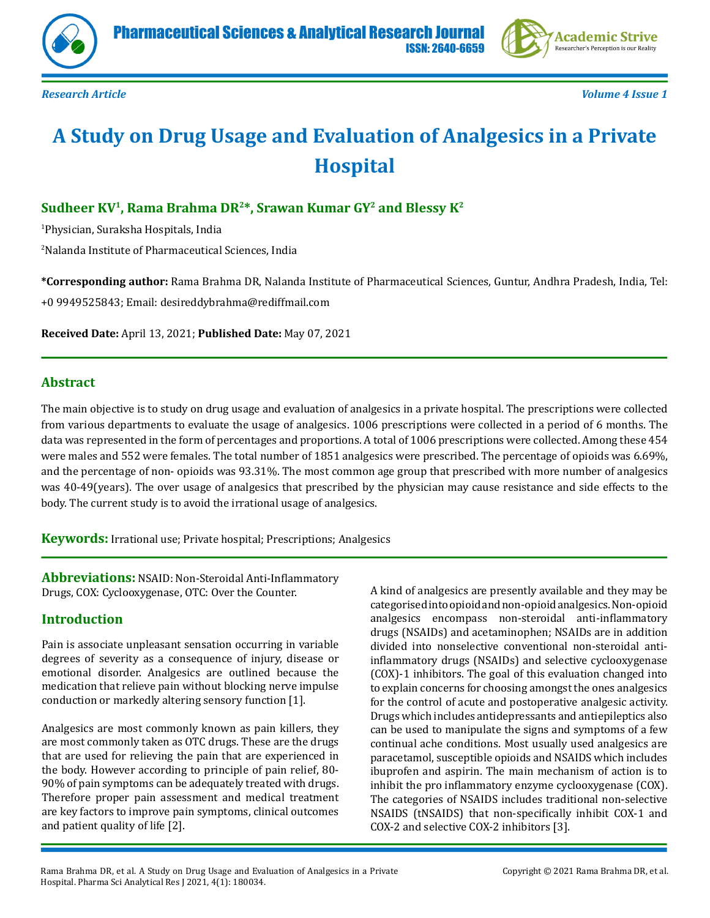Research Article

# A Study on Drug Usage and Evaluation of Analgesics in a Private Hospital

**Sudheer KV[1], Rama Brahma DR[2]*, Srawan Kumar GY[2] and Blessy K[2]**

[1]Physician, Suraksha Hospitals, India

[2]Nalanda Institute of Pharmaceutical Sciences, India

**\*Corresponding author:** Rama Brahma DR, Nalanda Institute of Pharmaceutical Sciences, Guntur, Andhra Pradesh, India, Tel: +0 9949525843; Email: desireddybrahma@rediffmail.com

**Received Date:** April 13, 2021; **Published Date:** May 07, 2021

## Abstract

The main objective is to study on drug usage and evaluation of analgesics in a private hospital. The prescriptions were collected from various departments to evaluate the usage of analgesics. 1006 prescriptions were collected in a period of 6 months. The data was represented in the form of percentages and proportions. A total of 1006 prescriptions were collected. Among these 454 were males and 552 were females. The total number of 1851 analgesics were prescribed. The percentage of opioids was 6.69%, and the percentage of non- opioids was 93.31%. The most common age group that prescribed with more number of analgesics was 40-49(years). The over usage of analgesics that prescribed by the physician may cause resistance and side effects to the body. The current study is to avoid the irrational usage of analgesics.

**Keywords:** Irrational use; Private hospital; Prescriptions; Analgesics

**Abbreviations:** NSAID: Non-Steroidal Anti-Inflammatory Drugs, COX: Cyclooxygenase, OTC: Over the Counter.

## Introduction

Pain is associate unpleasant sensation occurring in variable degrees of severity as a consequence of injury, disease or emotional disorder. Analgesics are outlined because the medication that relieve pain without blocking nerve impulse conduction or markedly altering sensory function [1].

Analgesics are most commonly known as pain killers, they are most commonly taken as OTC drugs. These are the drugs that are used for relieving the pain that are experienced in the body. However according to principle of pain relief, 80-90% of pain symptoms can be adequately treated with drugs. Therefore proper pain assessment and medical treatment are key factors to improve pain symptoms, clinical outcomes and patient quality of life [2].

A kind of analgesics are presently available and they may be categorised into opioid and non-opioid analgesics. Non-opioid analgesics encompass non-steroidal anti-inflammatory drugs (NSAIDs) and acetaminophen; NSAIDs are in addition divided into nonselective conventional non-steroidal anti-inflammatory drugs (NSAIDs) and selective cyclooxygenase (COX)-1 inhibitors. The goal of this evaluation changed into to explain concerns for choosing amongst the ones analgesics for the control of acute and postoperative analgesic activity. Drugs which includes antidepressants and antiepileptics also can be used to manipulate the signs and symptoms of a few continual ache conditions. Most usually used analgesics are paracetamol, susceptible opioids and NSAIDS which includes ibuprofen and aspirin. The main mechanism of action is to inhibit the pro inflammatory enzyme cyclooxygenase (COX). The categories of NSAIDS includes traditional non-selective NSAIDS (tNSAIDS) that non-specifically inhibit COX-1 and COX-2 and selective COX-2 inhibitors [3].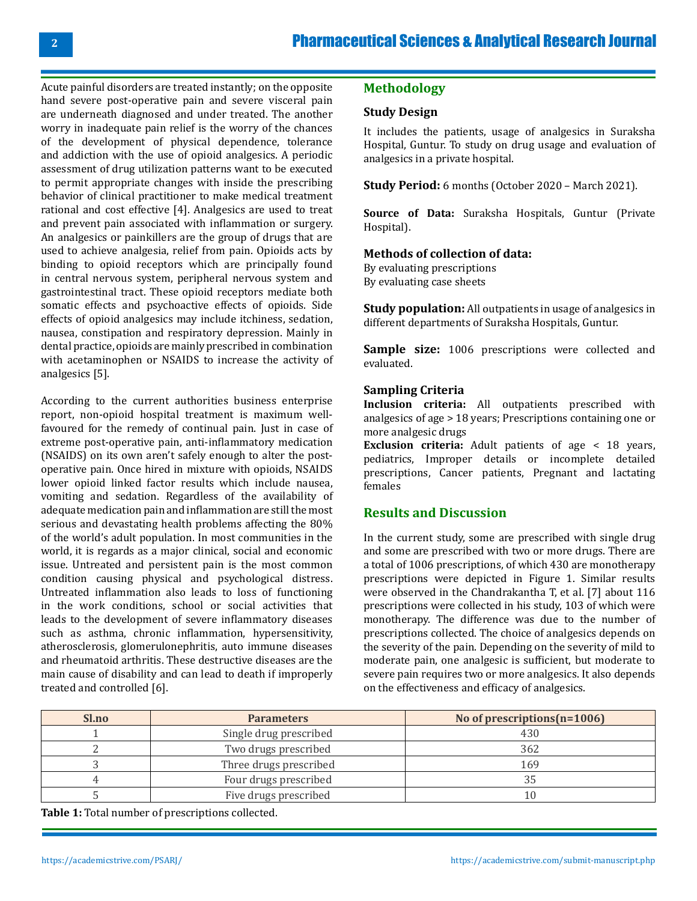Acute painful disorders are treated instantly; on the opposite hand severe post-operative pain and severe visceral pain are underneath diagnosed and under treated. The another worry in inadequate pain relief is the worry of the chances of the development of physical dependence, tolerance and addiction with the use of opioid analgesics. A periodic assessment of drug utilization patterns want to be executed to permit appropriate changes with inside the prescribing behavior of clinical practitioner to make medical treatment rational and cost effective [4]. Analgesics are used to treat and prevent pain associated with inflammation or surgery. An analgesics or painkillers are the group of drugs that are used to achieve analgesia, relief from pain. Opioids acts by binding to opioid receptors which are principally found in central nervous system, peripheral nervous system and gastrointestinal tract. These opioid receptors mediate both somatic effects and psychoactive effects of opioids. Side effects of opioid analgesics may include itchiness, sedation, nausea, constipation and respiratory depression. Mainly in dental practice, opioids are mainly prescribed in combination with acetaminophen or NSAIDS to increase the activity of analgesics [5].

According to the current authorities business enterprise report, non-opioid hospital treatment is maximum well-favoured for the remedy of continual pain. Just in case of extreme post-operative pain, anti-inflammatory medication (NSAIDS) on its own aren't safely enough to alter the post-operative pain. Once hired in mixture with opioids, NSAIDS lower opioid linked factor results which include nausea, vomiting and sedation. Regardless of the availability of adequate medication pain and inflammation are still the most serious and devastating health problems affecting the 80% of the world's adult population. In most communities in the world, it is regards as a major clinical, social and economic issue. Untreated and persistent pain is the most common condition causing physical and psychological distress. Untreated inflammation also leads to loss of functioning in the work conditions, school or social activities that leads to the development of severe inflammatory diseases such as asthma, chronic inflammation, hypersensitivity, atherosclerosis, glomerulonephritis, auto immune diseases and rheumatoid arthritis. These destructive diseases are the main cause of disability and can lead to death if improperly treated and controlled [6].

## Methodology

### Study Design

It includes the patients, usage of analgesics in Suraksha Hospital, Guntur. To study on drug usage and evaluation of analgesics in a private hospital.

**Study Period:** 6 months (October 2020 – March 2021).

**Source of Data:** Suraksha Hospitals, Guntur (Private Hospital).

### Methods of collection of data:

By evaluating prescriptions
By evaluating case sheets

**Study population:** All outpatients in usage of analgesics in different departments of Suraksha Hospitals, Guntur.

**Sample size:** 1006 prescriptions were collected and evaluated.

### Sampling Criteria

**Inclusion criteria:** All outpatients prescribed with analgesics of age > 18 years; Prescriptions containing one or more analgesic drugs

**Exclusion criteria:** Adult patients of age < 18 years, pediatrics, Improper details or incomplete detailed prescriptions, Cancer patients, Pregnant and lactating females

## Results and Discussion

In the current study, some are prescribed with single drug and some are prescribed with two or more drugs. There are a total of 1006 prescriptions, of which 430 are monotherapy prescriptions were depicted in Figure 1. Similar results were observed in the Chandrakantha T, et al. [7] about 116 prescriptions were collected in his study, 103 of which were monotherapy. The difference was due to the number of prescriptions collected. The choice of analgesics depends on the severity of the pain. Depending on the severity of mild to moderate pain, one analgesic is sufficient, but moderate to severe pain requires two or more analgesics. It also depends on the effectiveness and efficacy of analgesics.

| Sl.no | Parameters | No of prescriptions(n=1006) |
|---|---|---|
| 1 | Single drug prescribed | 430 |
| 2 | Two drugs prescribed | 362 |
| 3 | Three drugs prescribed | 169 |
| 4 | Four drugs prescribed | 35 |
| 5 | Five drugs prescribed | 10 |

**Table 1:** Total number of prescriptions collected.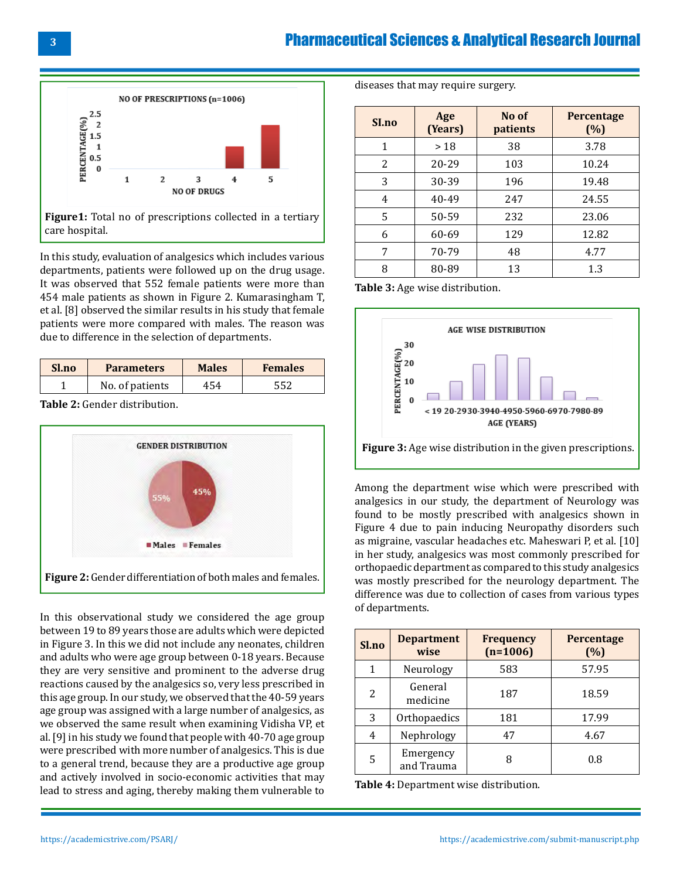Figure1: Total no of prescriptions collected in a tertiary care hospital.

In this study, evaluation of analgesics which includes various departments, patients were followed up on the drug usage. It was observed that 552 female patients were more than 454 male patients as shown in Figure 2. Kumarasingham T, et al. [8] observed the similar results in his study that female patients were more compared with males. The reason was due to difference in the selection of departments.

| Sl.no | Parameters | Males | Females |
|---|---|---|---|
| 1 | No. of patients | 454 | 552 |

**Table 2:** Gender distribution.

**Figure 2:** Gender differentiation of both males and females.

In this observational study we considered the age group between 19 to 89 years those are adults which were depicted in Figure 3. In this we did not include any neonates, children and adults who were age group between 0-18 years. Because they are very sensitive and prominent to the adverse drug reactions caused by the analgesics so, very less prescribed in this age group. In our study, we observed that the 40-59 years age group was assigned with a large number of analgesics, as we observed the same result when examining Vidisha VP, et al. [9] in his study we found that people with 40-70 age group were prescribed with more number of analgesics. This is due to a general trend, because they are a productive age group and actively involved in socio-economic activities that may lead to stress and aging, thereby making them vulnerable to diseases that may require surgery.

| SI.no | Age (Years) | No of patients | Percentage (%) |
|---|---|---|---|
| 1 | > 18 | 38 | 3.78 |
| 2 | 20-29 | 103 | 10.24 |
| 3 | 30-39 | 196 | 19.48 |
| 4 | 40-49 | 247 | 24.55 |
| 5 | 50-59 | 232 | 23.06 |
| 6 | 60-69 | 129 | 12.82 |
| 7 | 70-79 | 48 | 4.77 |
| 8 | 80-89 | 13 | 1.3 |

**Table 3:** Age wise distribution.

**Figure 3:** Age wise distribution in the given prescriptions.

Among the department wise which were prescribed with analgesics in our study, the department of Neurology was found to be mostly prescribed with analgesics shown in Figure 4 due to pain inducing Neuropathy disorders such as migraine, vascular headaches etc. Maheswari P, et al. [10] in her study, analgesics was most commonly prescribed for orthopaedic department as compared to this study analgesics was mostly prescribed for the neurology department. The difference was due to collection of cases from various types of departments.

| Sl.no | Department wise | Frequency (n=1006) | Percentage (%) |
|---|---|---|---|
| 1 | Neurology | 583 | 57.95 |
| 2 | General medicine | 187 | 18.59 |
| 3 | Orthopaedics | 181 | 17.99 |
| 4 | Nephrology | 47 | 4.67 |
| 5 | Emergency and Trauma | 8 | 0.8 |

**Table 4:** Department wise distribution.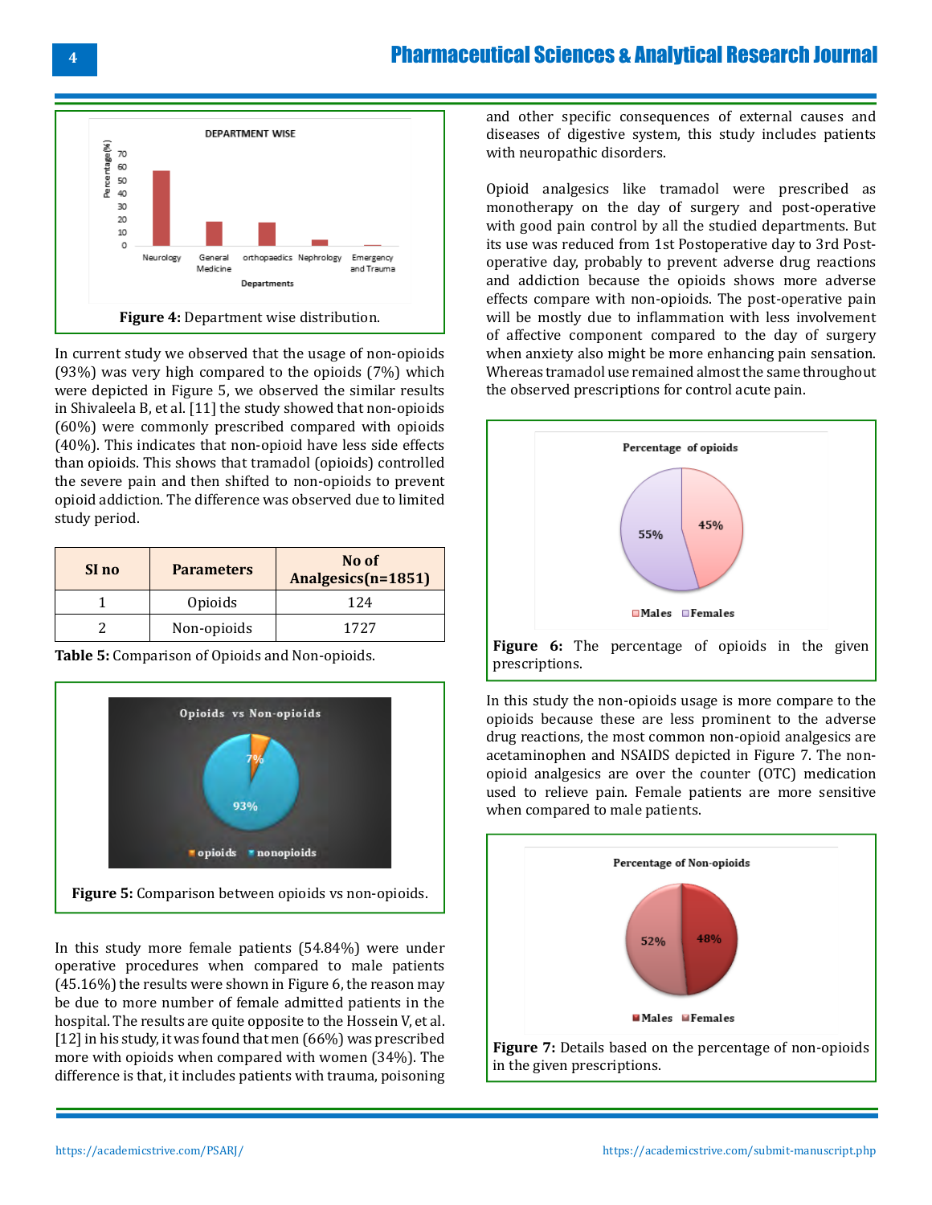**Figure 4:** Department wise distribution.

In current study we observed that the usage of non-opioids (93%) was very high compared to the opioids (7%) which were depicted in Figure 5, we observed the similar results in Shivaleela B, et al. [11] the study showed that non-opioids (60%) were commonly prescribed compared with opioids (40%). This indicates that non-opioid have less side effects than opioids. This shows that tramadol (opioids) controlled the severe pain and then shifted to non-opioids to prevent opioid addiction. The difference was observed due to limited study period.

| SI no | Parameters | No of Analgesics(n=1851) |
|---|---|---|
| 1 | Opioids | 124 |
| 2 | Non-opioids | 1727 |

**Table 5:** Comparison of Opioids and Non-opioids.

**Figure 5:** Comparison between opioids vs non-opioids.

In this study more female patients (54.84%) were under operative procedures when compared to male patients (45.16%) the results were shown in Figure 6, the reason may be due to more number of female admitted patients in the hospital. The results are quite opposite to the Hossein V, et al. [12] in his study, it was found that men (66%) was prescribed more with opioids when compared with women (34%). The difference is that, it includes patients with trauma, poisoning and other specific consequences of external causes and diseases of digestive system, this study includes patients with neuropathic disorders.

Opioid analgesics like tramadol were prescribed as monotherapy on the day of surgery and post-operative with good pain control by all the studied departments. But its use was reduced from 1st Postoperative day to 3rd Post-operative day, probably to prevent adverse drug reactions and addiction because the opioids shows more adverse effects compare with non-opioids. The post-operative pain will be mostly due to inflammation with less involvement of affective component compared to the day of surgery when anxiety also might be more enhancing pain sensation. Whereas tramadol use remained almost the same throughout the observed prescriptions for control acute pain.

**Figure 6:** The percentage of opioids in the given prescriptions.

In this study the non-opioids usage is more compare to the opioids because these are less prominent to the adverse drug reactions, the most common non-opioid analgesics are acetaminophen and NSAIDS depicted in Figure 7. The non-opioid analgesics are over the counter (OTC) medication used to relieve pain. Female patients are more sensitive when compared to male patients.

**Figure 7:** Details based on the percentage of non-opioids in the given prescriptions.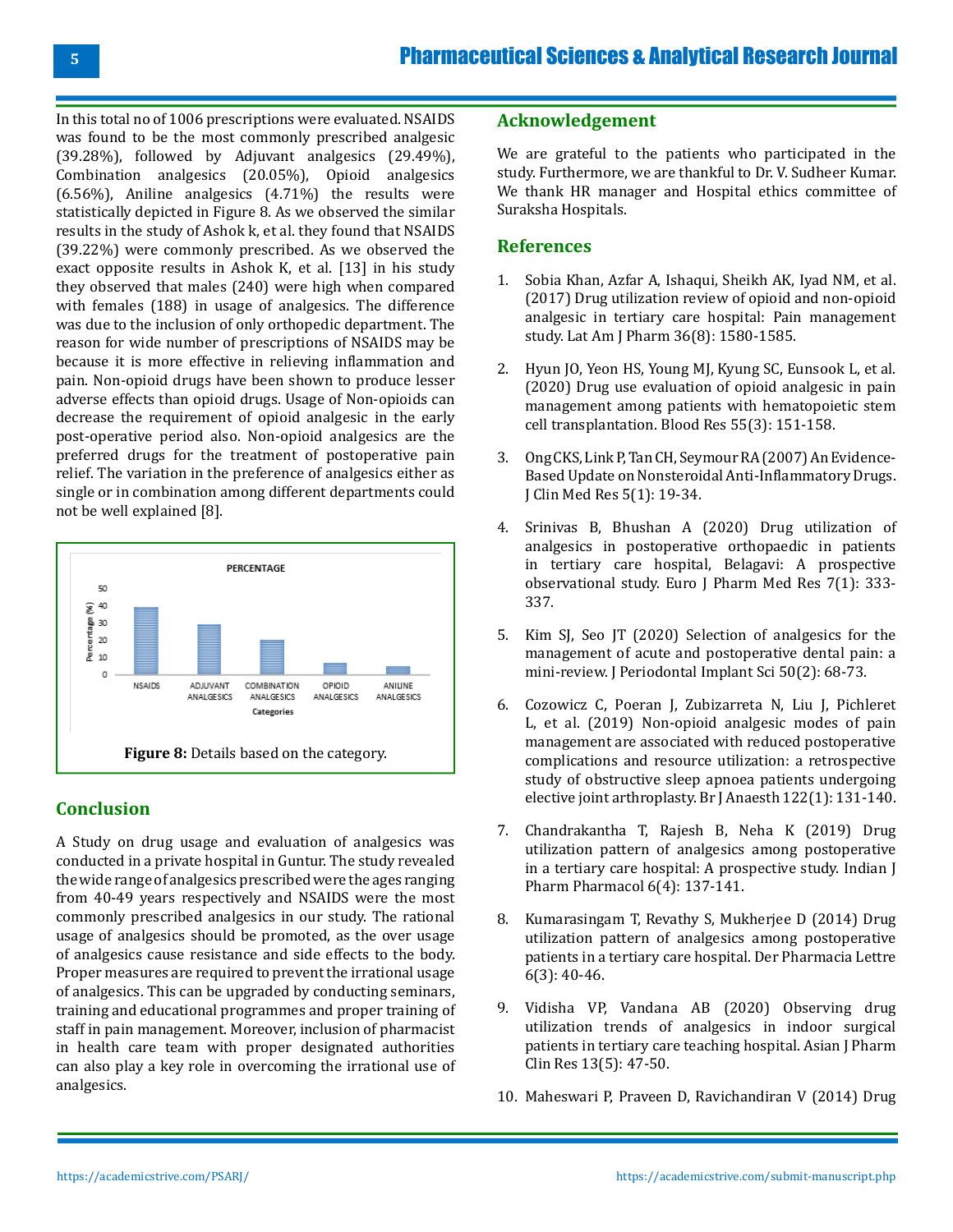In this total no of 1006 prescriptions were evaluated. NSAIDS was found to be the most commonly prescribed analgesic (39.28%), followed by Adjuvant analgesics (29.49%), Combination analgesics (20.05%), Opioid analgesics (6.56%), Aniline analgesics (4.71%) the results were statistically depicted in Figure 8. As we observed the similar results in the study of Ashok k, et al. they found that NSAIDS (39.22%) were commonly prescribed. As we observed the exact opposite results in Ashok K, et al. [13] in his study they observed that males (240) were high when compared with females (188) in usage of analgesics. The difference was due to the inclusion of only orthopedic department. The reason for wide number of prescriptions of NSAIDS may be because it is more effective in relieving inflammation and pain. Non-opioid drugs have been shown to produce lesser adverse effects than opioid drugs. Usage of Non-opioids can decrease the requirement of opioid analgesic in the early post-operative period also. Non-opioid analgesics are the preferred drugs for the treatment of postoperative pain relief. The variation in the preference of analgesics either as single or in combination among different departments could not be well explained [8].

**Figure 8:** Details based on the category.

## Conclusion

A Study on drug usage and evaluation of analgesics was conducted in a private hospital in Guntur. The study revealed the wide range of analgesics prescribed were the ages ranging from 40-49 years respectively and NSAIDS were the most commonly prescribed analgesics in our study. The rational usage of analgesics should be promoted, as the over usage of analgesics cause resistance and side effects to the body. Proper measures are required to prevent the irrational usage of analgesics. This can be upgraded by conducting seminars, training and educational programmes and proper training of staff in pain management. Moreover, inclusion of pharmacist in health care team with proper designated authorities can also play a key role in overcoming the irrational use of analgesics.

## Acknowledgement

We are grateful to the patients who participated in the study. Furthermore, we are thankful to Dr. V. Sudheer Kumar. We thank HR manager and Hospital ethics committee of Suraksha Hospitals.

## References

1. Sobia Khan, Azfar A, Ishaqui, Sheikh AK, Iyad NM, et al. (2017) Drug utilization review of opioid and non-opioid analgesic in tertiary care hospital: Pain management study. Lat Am J Pharm 36(8): 1580-1585.
2. Hyun JO, Yeon HS, Young MJ, Kyung SC, Eunsook L, et al. (2020) Drug use evaluation of opioid analgesic in pain management among patients with hematopoietic stem cell transplantation. Blood Res 55(3): 151-158.
3. Ong CKS, Link P, Tan CH, Seymour RA (2007) An Evidence-Based Update on Nonsteroidal Anti-Inflammatory Drugs. J Clin Med Res 5(1): 19-34.
4. Srinivas B, Bhushan A (2020) Drug utilization of analgesics in postoperative orthopaedic in patients in tertiary care hospital, Belagavi: A prospective observational study. Euro J Pharm Med Res 7(1): 333-337.
5. Kim SJ, Seo JT (2020) Selection of analgesics for the management of acute and postoperative dental pain: a mini-review. J Periodontal Implant Sci 50(2): 68-73.
6. Cozowicz C, Poeran J, Zubizarreta N, Liu J, Pichleret L, et al. (2019) Non-opioid analgesic modes of pain management are associated with reduced postoperative complications and resource utilization: a retrospective study of obstructive sleep apnoea patients undergoing elective joint arthroplasty. Br J Anaesth 122(1): 131-140.
7. Chandrakantha T, Rajesh B, Neha K (2019) Drug utilization pattern of analgesics among postoperative in a tertiary care hospital: A prospective study. Indian J Pharm Pharmacol 6(4): 137-141.
8. Kumarasingam T, Revathy S, Mukherjee D (2014) Drug utilization pattern of analgesics among postoperative patients in a tertiary care hospital. Der Pharmacia Lettre 6(3): 40-46.
9. Vidisha VP, Vandana AB (2020) Observing drug utilization trends of analgesics in indoor surgical patients in tertiary care teaching hospital. Asian J Pharm Clin Res 13(5): 47-50.
10. Maheswari P, Praveen D, Ravichandiran V (2014) Drug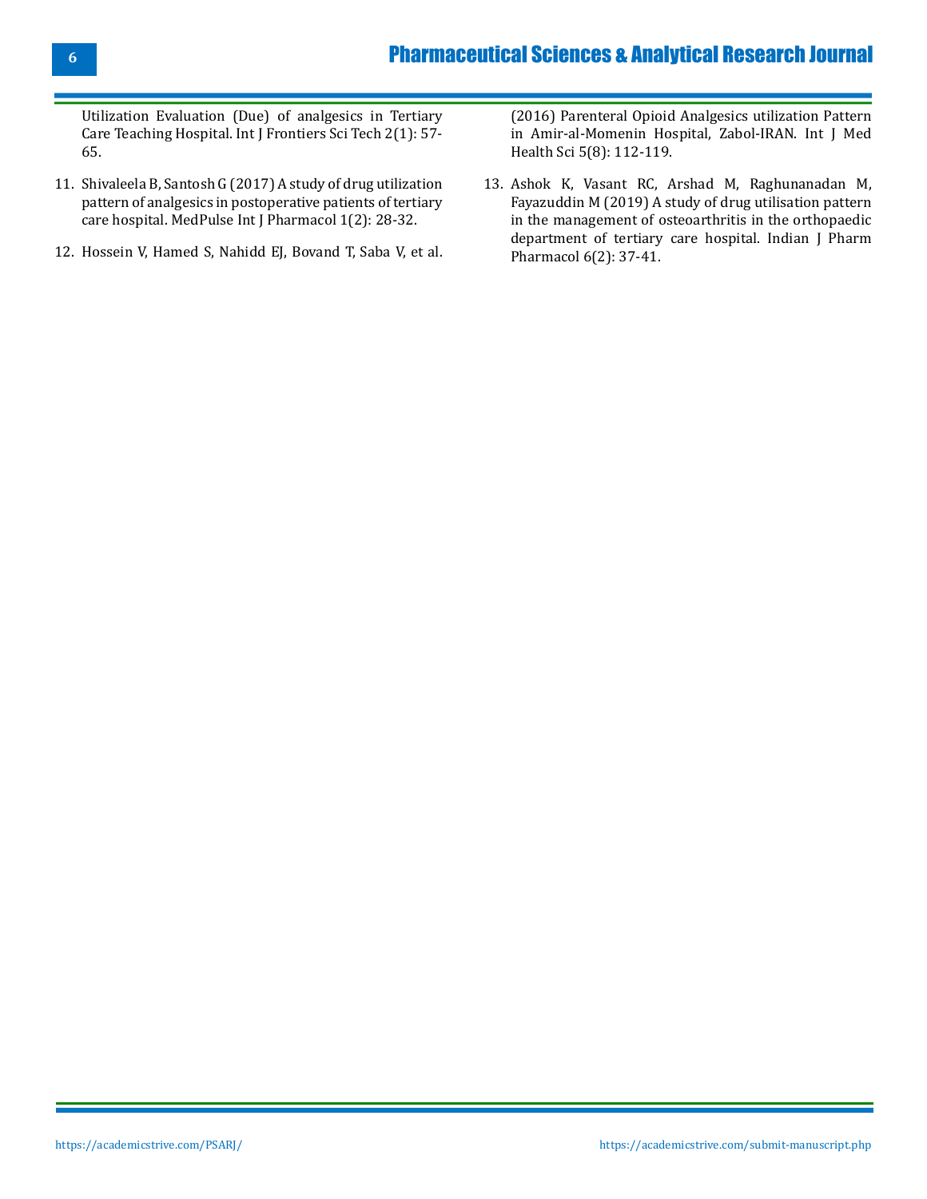Utilization Evaluation (Due) of analgesics in Tertiary Care Teaching Hospital. Int J Frontiers Sci Tech 2(1): 57-65.

11. Shivaleela B, Santosh G (2017) A study of drug utilization pattern of analgesics in postoperative patients of tertiary care hospital. MedPulse Int J Pharmacol 1(2): 28-32.

12. Hossein V, Hamed S, Nahidd EJ, Bovand T, Saba V, et al. (2016) Parenteral Opioid Analgesics utilization Pattern in Amir-al-Momenin Hospital, Zabol-IRAN. Int J Med Health Sci 5(8): 112-119.

13. Ashok K, Vasant RC, Arshad M, Raghunanadan M, Fayazuddin M (2019) A study of drug utilisation pattern in the management of osteoarthritis in the orthopaedic department of tertiary care hospital. Indian J Pharm Pharmacol 6(2): 37-41.